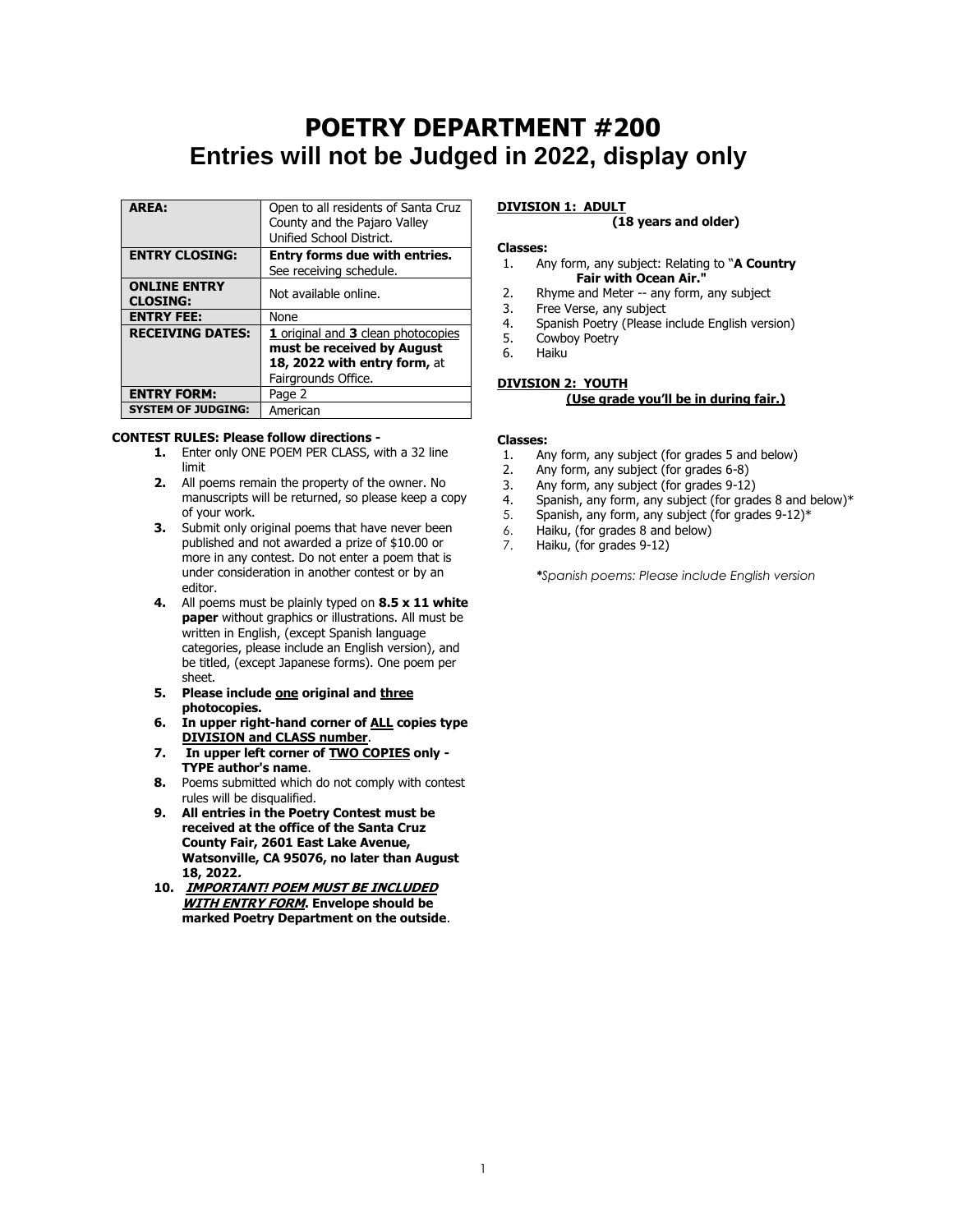# POETRY DEPARTMENT #200
## Entries will not be Judged in 2022, display only

| **AREA:** | Open to all residents of Santa Cruz County and the Pajaro Valley Unified School District. |
|---|---|
| **ENTRY CLOSING:** | **Entry forms due with entries.** See receiving schedule. |
| **ONLINE ENTRY CLOSING:** | Not available online. |
| **ENTRY FEE:** | None |
| **RECEIVING DATES:** | **1** original and **3** clean photocopies **must be received by August 18, 2022 with entry form,** at Fairgrounds Office. |
| **ENTRY FORM:** | Page 2 |
| **SYSTEM OF JUDGING:** | American |

**CONTEST RULES: Please follow directions -**

1. Enter only ONE POEM PER CLASS, with a 32 line limit
2. All poems remain the property of the owner. No manuscripts will be returned, so please keep a copy of your work.
3. Submit only original poems that have never been published and not awarded a prize of $10.00 or more in any contest. Do not enter a poem that is under consideration in another contest or by an editor.
4. All poems must be plainly typed on **8.5 x 11 white paper** without graphics or illustrations. All must be written in English, (except Spanish language categories, please include an English version), and be titled, (except Japanese forms). One poem per sheet.
5. **Please include one original and three photocopies.**
6. **In upper right-hand corner of ALL copies type DIVISION and CLASS number**.
7. **In upper left corner of TWO COPIES only - TYPE author's name**.
8. Poems submitted which do not comply with contest rules will be disqualified.
9. **All entries in the Poetry Contest must be received at the office of the Santa Cruz County Fair, 2601 East Lake Avenue, Watsonville, CA 95076, no later than August 18, 2022.**
10. ***IMPORTANT! POEM MUST BE INCLUDED WITH ENTRY FORM*. Envelope should be marked Poetry Department on the outside**.

**DIVISION 1: ADULT**
**(18 years and older)**

**Classes:**

1. Any form, any subject: Relating to "**A Country Fair with Ocean Air."**
2. Rhyme and Meter -- any form, any subject
3. Free Verse, any subject
4. Spanish Poetry (Please include English version)
5. Cowboy Poetry
6. Haiku

**DIVISION 2: YOUTH**
**(Use grade you'll be in during fair.)**

**Classes:**

1. Any form, any subject (for grades 5 and below)
2. Any form, any subject (for grades 6-8)
3. Any form, any subject (for grades 9-12)
4. Spanish, any form, any subject (for grades 8 and below)*
5. Spanish, any form, any subject (for grades 9-12)*
6. Haiku, (for grades 8 and below)
7. Haiku, (for grades 9-12)

***Spanish poems: Please include English version***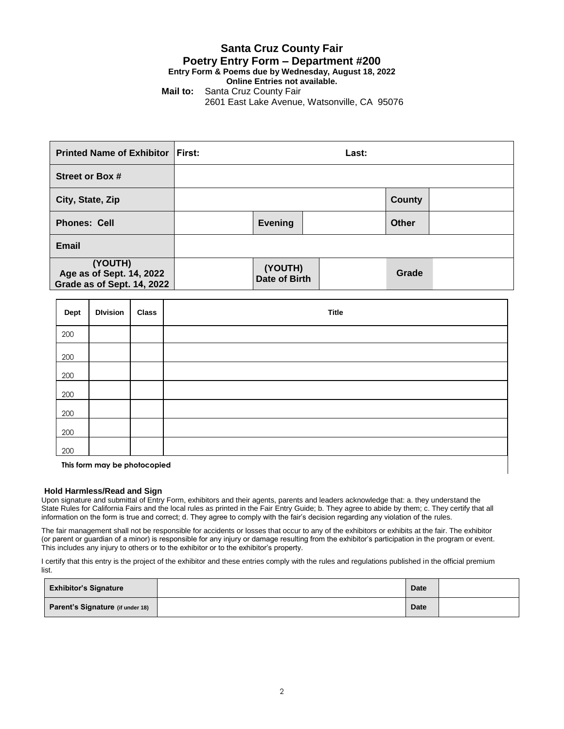# Santa Cruz County Fair

## Poetry Entry Form – Department #200

**Entry Form & Poems due by Wednesday, August 18, 2022**

**Online Entries not available.**

**Mail to:** Santa Cruz County Fair
2601 East Lake Avenue, Watsonville, CA 95076

| | | | | | |
|---|---|---|---|---|---|
| **Printed Name of Exhibitor** | **First:** | | **Last:** | | |
| **Street or Box #** | | | | | |
| **City, State, Zip** | | | | **County** | |
| **Phones: Cell** | | **Evening** | | **Other** | |
| **Email** | | | | | |
| **(YOUTH) Age as of Sept. 14, 2022 Grade as of Sept. 14, 2022** | | **(YOUTH) Date of Birth** | | **Grade** | |

| Dept | Division | Class | Title |
|---|---|---|---|
| 200 | | | |
| 200 | | | |
| 200 | | | |
| 200 | | | |
| 200 | | | |
| 200 | | | |
| 200 | | | |

**This form may be photocopied**

### Hold Harmless/Read and Sign

Upon signature and submittal of Entry Form, exhibitors and their agents, parents and leaders acknowledge that: a. they understand the State Rules for California Fairs and the local rules as printed in the Fair Entry Guide; b. They agree to abide by them; c. They certify that all information on the form is true and correct; d. They agree to comply with the fair's decision regarding any violation of the rules.

The fair management shall not be responsible for accidents or losses that occur to any of the exhibitors or exhibits at the fair. The exhibitor (or parent or guardian of a minor) is responsible for any injury or damage resulting from the exhibitor's participation in the program or event. This includes any injury to others or to the exhibitor or to the exhibitor's property.

I certify that this entry is the project of the exhibitor and these entries comply with the rules and regulations published in the official premium list.

| | | | |
|---|---|---|---|
| **Exhibitor's Signature** | | **Date** | |
| **Parent's Signature (if under 18)** | | **Date** | |